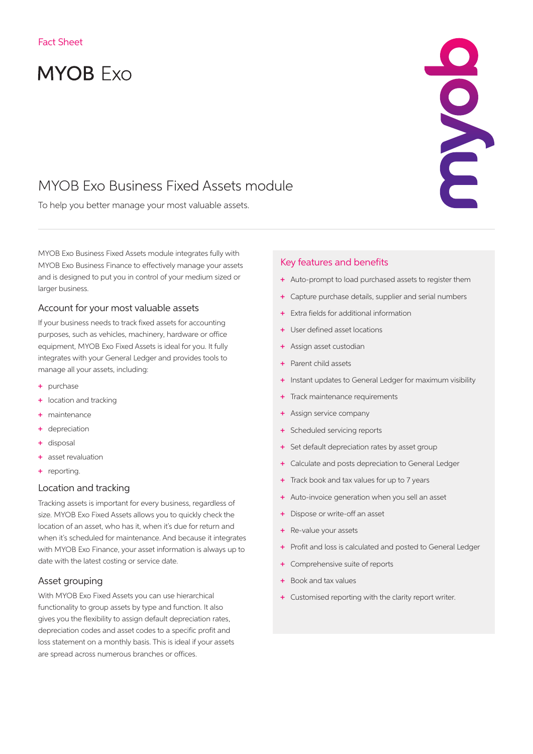Fact Sheet

# MYOB Exo

## MYOB Exo Business Fixed Assets module

To help you better manage your most valuable assets.

MYOB Exo Business Fixed Assets module integrates fully with MYOB Exo Business Finance to effectively manage your assets and is designed to put you in control of your medium sized or larger business.

### Account for your most valuable assets

If your business needs to track fixed assets for accounting purposes, such as vehicles, machinery, hardware or office equipment, MYOB Exo Fixed Assets is ideal for you. It fully integrates with your General Ledger and provides tools to manage all your assets, including:

+ purchase
+ location and tracking
+ maintenance
+ depreciation
+ disposal
+ asset revaluation
+ reporting.

### Location and tracking

Tracking assets is important for every business, regardless of size. MYOB Exo Fixed Assets allows you to quickly check the location of an asset, who has it, when it's due for return and when it's scheduled for maintenance. And because it integrates with MYOB Exo Finance, your asset information is always up to date with the latest costing or service date.

### Asset grouping

With MYOB Exo Fixed Assets you can use hierarchical functionality to group assets by type and function. It also gives you the flexibility to assign default depreciation rates, depreciation codes and asset codes to a specific profit and loss statement on a monthly basis. This is ideal if your assets are spread across numerous branches or offices.

### Key features and benefits

+ Auto-prompt to load purchased assets to register them
+ Capture purchase details, supplier and serial numbers
+ Extra fields for additional information
+ User defined asset locations
+ Assign asset custodian
+ Parent child assets
+ Instant updates to General Ledger for maximum visibility
+ Track maintenance requirements
+ Assign service company
+ Scheduled servicing reports
+ Set default depreciation rates by asset group
+ Calculate and posts depreciation to General Ledger
+ Track book and tax values for up to 7 years
+ Auto-invoice generation when you sell an asset
+ Dispose or write-off an asset
+ Re-value your assets
+ Profit and loss is calculated and posted to General Ledger
+ Comprehensive suite of reports
+ Book and tax values
+ Customised reporting with the clarity report writer.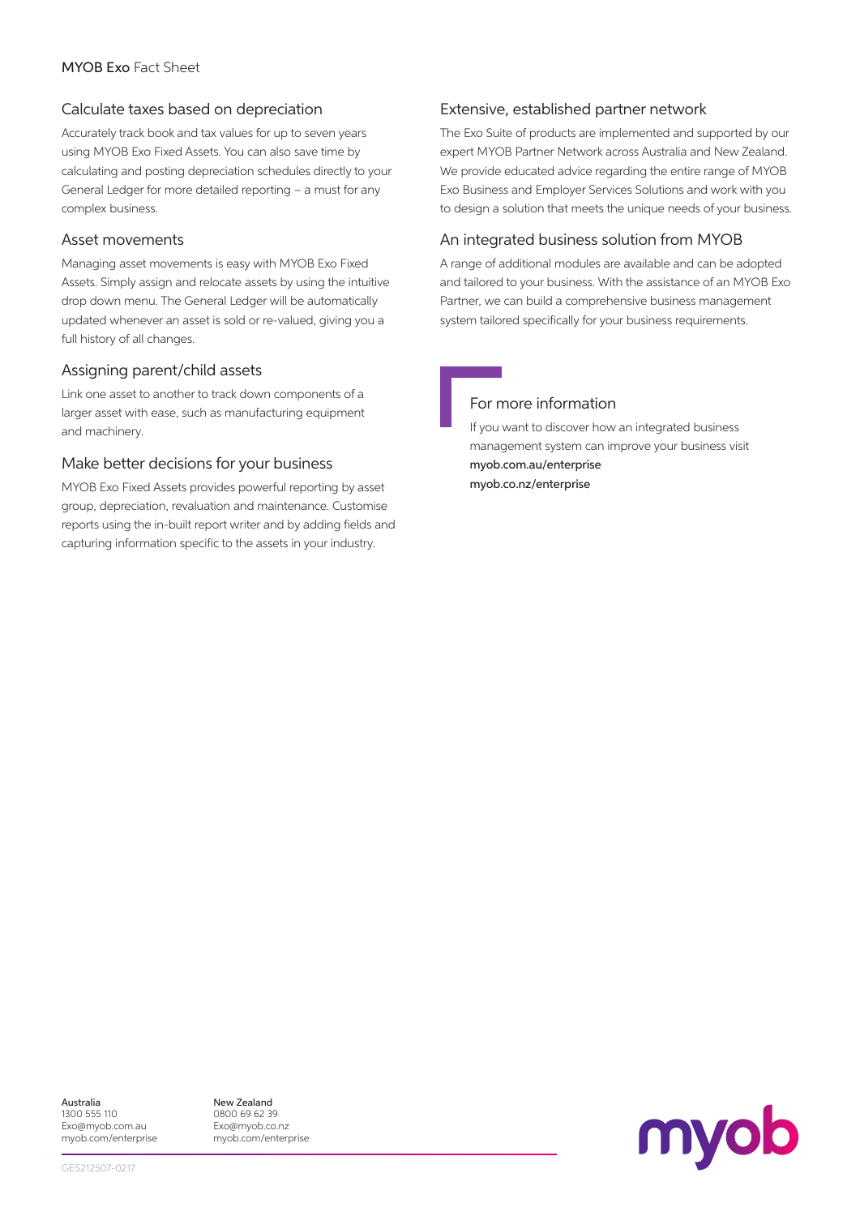## Calculate taxes based on depreciation

Accurately track book and tax values for up to seven years using MYOB Exo Fixed Assets. You can also save time by calculating and posting depreciation schedules directly to your General Ledger for more detailed reporting – a must for any complex business.

## Asset movements

Managing asset movements is easy with MYOB Exo Fixed Assets. Simply assign and relocate assets by using the intuitive drop down menu. The General Ledger will be automatically updated whenever an asset is sold or re-valued, giving you a full history of all changes.

## Assigning parent/child assets

Link one asset to another to track down components of a larger asset with ease, such as manufacturing equipment and machinery.

## Make better decisions for your business

MYOB Exo Fixed Assets provides powerful reporting by asset group, depreciation, revaluation and maintenance. Customise reports using the in-built report writer and by adding fields and capturing information specific to the assets in your industry.

## Extensive, established partner network

The Exo Suite of products are implemented and supported by our expert MYOB Partner Network across Australia and New Zealand. We provide educated advice regarding the entire range of MYOB Exo Business and Employer Services Solutions and work with you to design a solution that meets the unique needs of your business.

## An integrated business solution from MYOB

A range of additional modules are available and can be adopted and tailored to your business. With the assistance of an MYOB Exo Partner, we can build a comprehensive business management system tailored specifically for your business requirements.

## For more information

If you want to discover how an integrated business management system can improve your business visit
**myob.com.au/enterprise**
**myob.co.nz/enterprise**

**Australia**
1300 555 110
Exo@myob.com.au
myob.com/enterprise

**New Zealand**
0800 69 62 39
Exo@myob.co.nz
myob.com/enterprise

GES212507-0217